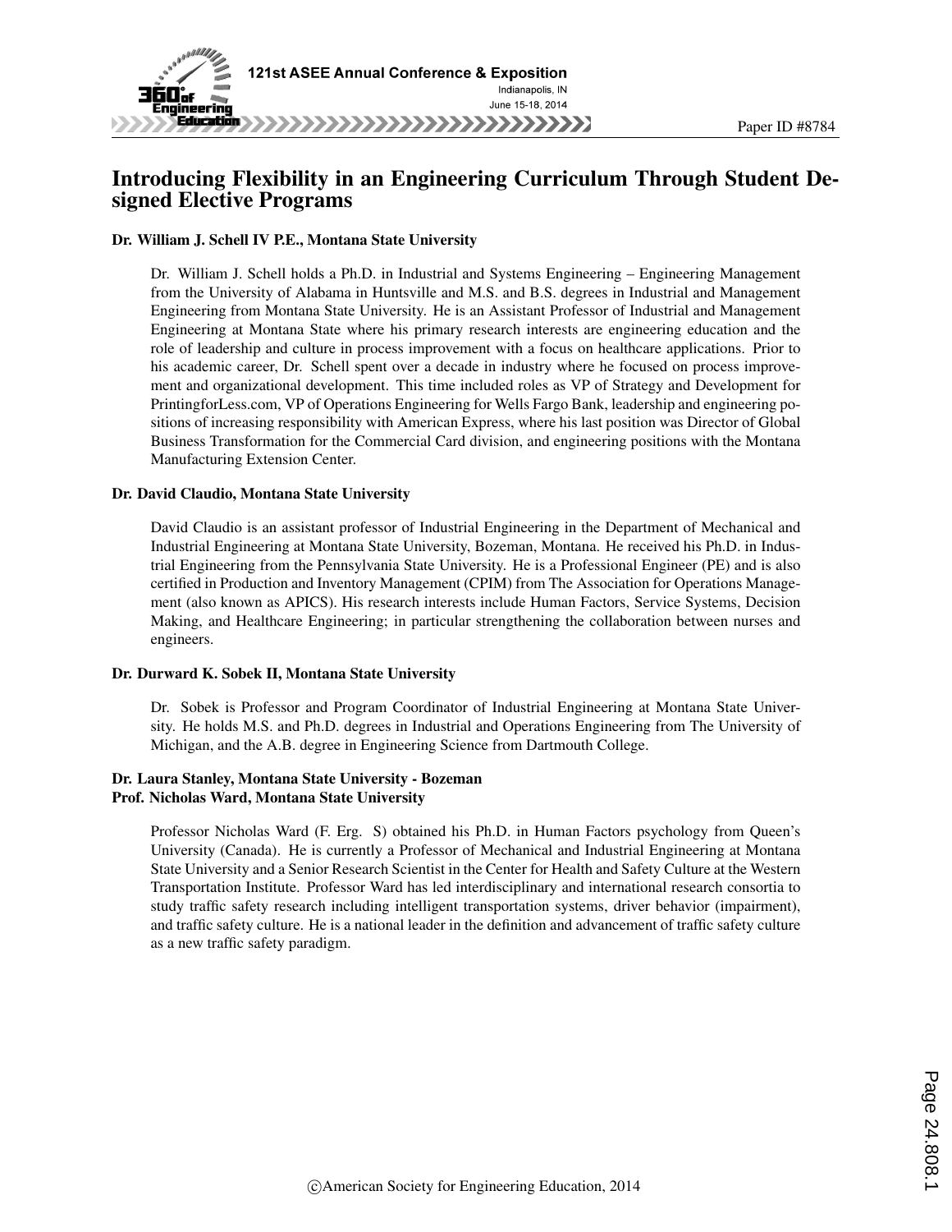# Introducing Flexibility in an Engineering Curriculum Through Student Designed Elective Programs

### Dr. William J. Schell IV P.E., Montana State University

Dr. William J. Schell holds a Ph.D. in Industrial and Systems Engineering – Engineering Management from the University of Alabama in Huntsville and M.S. and B.S. degrees in Industrial and Management Engineering from Montana State University. He is an Assistant Professor of Industrial and Management Engineering at Montana State where his primary research interests are engineering education and the role of leadership and culture in process improvement with a focus on healthcare applications. Prior to his academic career, Dr. Schell spent over a decade in industry where he focused on process improvement and organizational development. This time included roles as VP of Strategy and Development for PrintingforLess.com, VP of Operations Engineering for Wells Fargo Bank, leadership and engineering positions of increasing responsibility with American Express, where his last position was Director of Global Business Transformation for the Commercial Card division, and engineering positions with the Montana Manufacturing Extension Center.

### Dr. David Claudio, Montana State University

David Claudio is an assistant professor of Industrial Engineering in the Department of Mechanical and Industrial Engineering at Montana State University, Bozeman, Montana. He received his Ph.D. in Industrial Engineering from the Pennsylvania State University. He is a Professional Engineer (PE) and is also certified in Production and Inventory Management (CPIM) from The Association for Operations Management (also known as APICS). His research interests include Human Factors, Service Systems, Decision Making, and Healthcare Engineering; in particular strengthening the collaboration between nurses and engineers.

### Dr. Durward K. Sobek II, Montana State University

Dr. Sobek is Professor and Program Coordinator of Industrial Engineering at Montana State University. He holds M.S. and Ph.D. degrees in Industrial and Operations Engineering from The University of Michigan, and the A.B. degree in Engineering Science from Dartmouth College.

### Dr. Laura Stanley, Montana State University - Bozeman

### Prof. Nicholas Ward, Montana State University

Professor Nicholas Ward (F. Erg. S) obtained his Ph.D. in Human Factors psychology from Queen's University (Canada). He is currently a Professor of Mechanical and Industrial Engineering at Montana State University and a Senior Research Scientist in the Center for Health and Safety Culture at the Western Transportation Institute. Professor Ward has led interdisciplinary and international research consortia to study traffic safety research including intelligent transportation systems, driver behavior (impairment), and traffic safety culture. He is a national leader in the definition and advancement of traffic safety culture as a new traffic safety paradigm.

©American Society for Engineering Education, 2014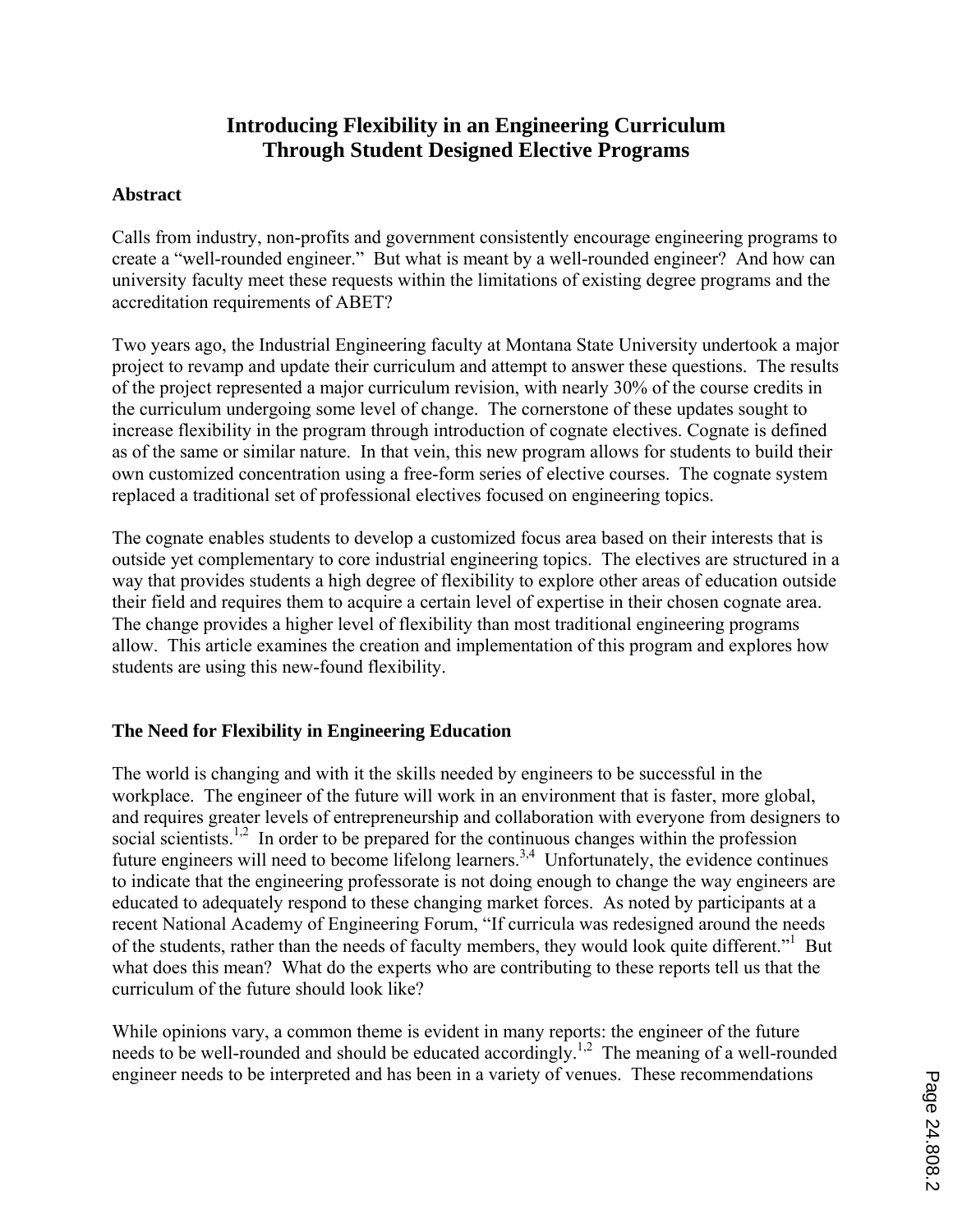# Introducing Flexibility in an Engineering Curriculum Through Student Designed Elective Programs

## Abstract

Calls from industry, non-profits and government consistently encourage engineering programs to create a "well-rounded engineer." But what is meant by a well-rounded engineer? And how can university faculty meet these requests within the limitations of existing degree programs and the accreditation requirements of ABET?

Two years ago, the Industrial Engineering faculty at Montana State University undertook a major project to revamp and update their curriculum and attempt to answer these questions. The results of the project represented a major curriculum revision, with nearly 30% of the course credits in the curriculum undergoing some level of change. The cornerstone of these updates sought to increase flexibility in the program through introduction of cognate electives. Cognate is defined as of the same or similar nature. In that vein, this new program allows for students to build their own customized concentration using a free-form series of elective courses. The cognate system replaced a traditional set of professional electives focused on engineering topics.

The cognate enables students to develop a customized focus area based on their interests that is outside yet complementary to core industrial engineering topics. The electives are structured in a way that provides students a high degree of flexibility to explore other areas of education outside their field and requires them to acquire a certain level of expertise in their chosen cognate area. The change provides a higher level of flexibility than most traditional engineering programs allow. This article examines the creation and implementation of this program and explores how students are using this new-found flexibility.

## The Need for Flexibility in Engineering Education

The world is changing and with it the skills needed by engineers to be successful in the workplace. The engineer of the future will work in an environment that is faster, more global, and requires greater levels of entrepreneurship and collaboration with everyone from designers to social scientists.[1,2] In order to be prepared for the continuous changes within the profession future engineers will need to become lifelong learners.[3,4] Unfortunately, the evidence continues to indicate that the engineering professorate is not doing enough to change the way engineers are educated to adequately respond to these changing market forces. As noted by participants at a recent National Academy of Engineering Forum, "If curricula was redesigned around the needs of the students, rather than the needs of faculty members, they would look quite different."[1] But what does this mean? What do the experts who are contributing to these reports tell us that the curriculum of the future should look like?

While opinions vary, a common theme is evident in many reports: the engineer of the future needs to be well-rounded and should be educated accordingly.[1,2] The meaning of a well-rounded engineer needs to be interpreted and has been in a variety of venues. These recommendations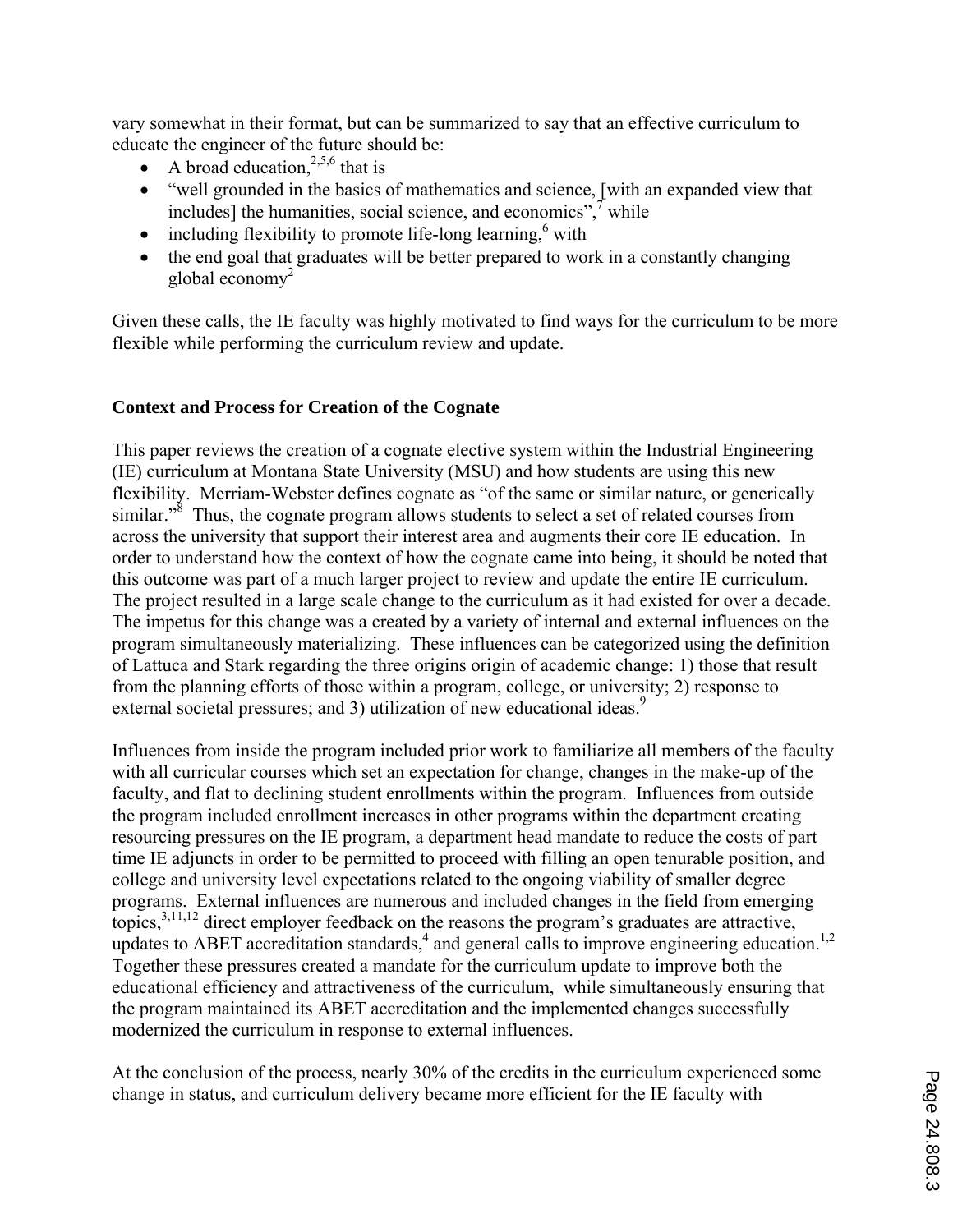vary somewhat in their format, but can be summarized to say that an effective curriculum to educate the engineer of the future should be:

- A broad education,[2,5,6] that is
- "well grounded in the basics of mathematics and science, [with an expanded view that includes] the humanities, social science, and economics",[7] while
- including flexibility to promote life-long learning,[6] with
- the end goal that graduates will be better prepared to work in a constantly changing global economy[2]

Given these calls, the IE faculty was highly motivated to find ways for the curriculum to be more flexible while performing the curriculum review and update.

## Context and Process for Creation of the Cognate

This paper reviews the creation of a cognate elective system within the Industrial Engineering (IE) curriculum at Montana State University (MSU) and how students are using this new flexibility. Merriam-Webster defines cognate as "of the same or similar nature, or generically similar."[8] Thus, the cognate program allows students to select a set of related courses from across the university that support their interest area and augments their core IE education. In order to understand how the context of how the cognate came into being, it should be noted that this outcome was part of a much larger project to review and update the entire IE curriculum. The project resulted in a large scale change to the curriculum as it had existed for over a decade. The impetus for this change was a created by a variety of internal and external influences on the program simultaneously materializing. These influences can be categorized using the definition of Lattuca and Stark regarding the three origins origin of academic change: 1) those that result from the planning efforts of those within a program, college, or university; 2) response to external societal pressures; and 3) utilization of new educational ideas.[9]

Influences from inside the program included prior work to familiarize all members of the faculty with all curricular courses which set an expectation for change, changes in the make-up of the faculty, and flat to declining student enrollments within the program. Influences from outside the program included enrollment increases in other programs within the department creating resourcing pressures on the IE program, a department head mandate to reduce the costs of part time IE adjuncts in order to be permitted to proceed with filling an open tenurable position, and college and university level expectations related to the ongoing viability of smaller degree programs. External influences are numerous and included changes in the field from emerging topics,[3,11,12] direct employer feedback on the reasons the program's graduates are attractive, updates to ABET accreditation standards,[4] and general calls to improve engineering education.[1,2] Together these pressures created a mandate for the curriculum update to improve both the educational efficiency and attractiveness of the curriculum, while simultaneously ensuring that the program maintained its ABET accreditation and the implemented changes successfully modernized the curriculum in response to external influences.

At the conclusion of the process, nearly 30% of the credits in the curriculum experienced some change in status, and curriculum delivery became more efficient for the IE faculty with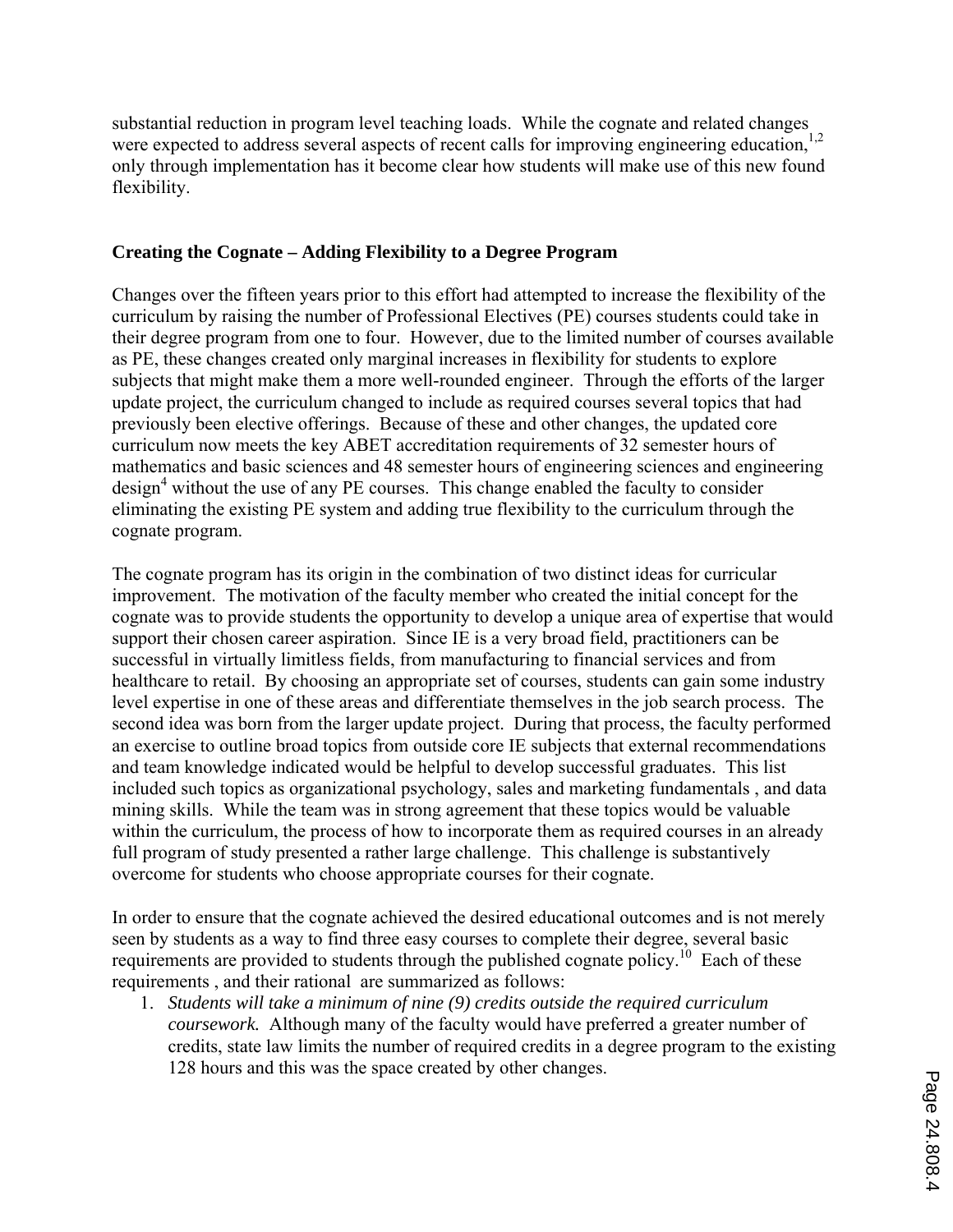substantial reduction in program level teaching loads. While the cognate and related changes were expected to address several aspects of recent calls for improving engineering education,[1,2] only through implementation has it become clear how students will make use of this new found flexibility.

## Creating the Cognate – Adding Flexibility to a Degree Program

Changes over the fifteen years prior to this effort had attempted to increase the flexibility of the curriculum by raising the number of Professional Electives (PE) courses students could take in their degree program from one to four. However, due to the limited number of courses available as PE, these changes created only marginal increases in flexibility for students to explore subjects that might make them a more well-rounded engineer. Through the efforts of the larger update project, the curriculum changed to include as required courses several topics that had previously been elective offerings. Because of these and other changes, the updated core curriculum now meets the key ABET accreditation requirements of 32 semester hours of mathematics and basic sciences and 48 semester hours of engineering sciences and engineering design[4] without the use of any PE courses. This change enabled the faculty to consider eliminating the existing PE system and adding true flexibility to the curriculum through the cognate program.

The cognate program has its origin in the combination of two distinct ideas for curricular improvement. The motivation of the faculty member who created the initial concept for the cognate was to provide students the opportunity to develop a unique area of expertise that would support their chosen career aspiration. Since IE is a very broad field, practitioners can be successful in virtually limitless fields, from manufacturing to financial services and from healthcare to retail. By choosing an appropriate set of courses, students can gain some industry level expertise in one of these areas and differentiate themselves in the job search process. The second idea was born from the larger update project. During that process, the faculty performed an exercise to outline broad topics from outside core IE subjects that external recommendations and team knowledge indicated would be helpful to develop successful graduates. This list included such topics as organizational psychology, sales and marketing fundamentals , and data mining skills. While the team was in strong agreement that these topics would be valuable within the curriculum, the process of how to incorporate them as required courses in an already full program of study presented a rather large challenge. This challenge is substantively overcome for students who choose appropriate courses for their cognate.

In order to ensure that the cognate achieved the desired educational outcomes and is not merely seen by students as a way to find three easy courses to complete their degree, several basic requirements are provided to students through the published cognate policy.[10] Each of these requirements , and their rational are summarized as follows:

1. *Students will take a minimum of nine (9) credits outside the required curriculum coursework.* Although many of the faculty would have preferred a greater number of credits, state law limits the number of required credits in a degree program to the existing 128 hours and this was the space created by other changes.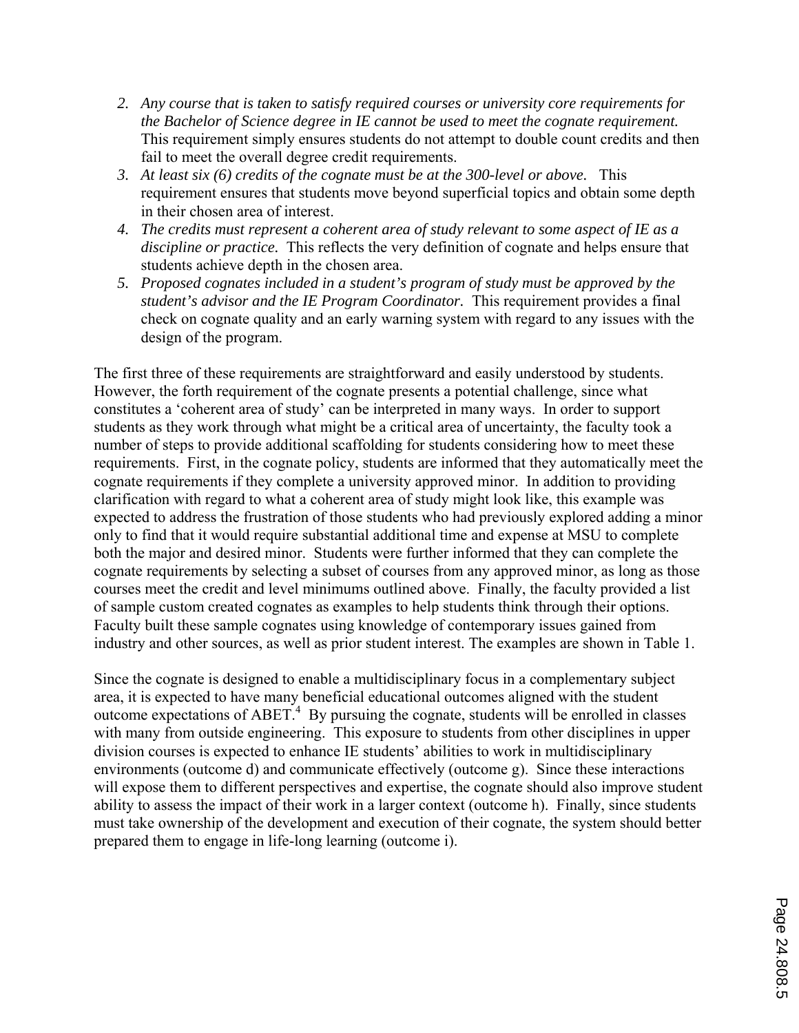2. *Any course that is taken to satisfy required courses or university core requirements for the Bachelor of Science degree in IE cannot be used to meet the cognate requirement.* This requirement simply ensures students do not attempt to double count credits and then fail to meet the overall degree credit requirements.
3. *At least six (6) credits of the cognate must be at the 300-level or above.* This requirement ensures that students move beyond superficial topics and obtain some depth in their chosen area of interest.
4. *The credits must represent a coherent area of study relevant to some aspect of IE as a discipline or practice.* This reflects the very definition of cognate and helps ensure that students achieve depth in the chosen area.
5. *Proposed cognates included in a student's program of study must be approved by the student's advisor and the IE Program Coordinator.* This requirement provides a final check on cognate quality and an early warning system with regard to any issues with the design of the program.

The first three of these requirements are straightforward and easily understood by students. However, the forth requirement of the cognate presents a potential challenge, since what constitutes a 'coherent area of study' can be interpreted in many ways. In order to support students as they work through what might be a critical area of uncertainty, the faculty took a number of steps to provide additional scaffolding for students considering how to meet these requirements. First, in the cognate policy, students are informed that they automatically meet the cognate requirements if they complete a university approved minor. In addition to providing clarification with regard to what a coherent area of study might look like, this example was expected to address the frustration of those students who had previously explored adding a minor only to find that it would require substantial additional time and expense at MSU to complete both the major and desired minor. Students were further informed that they can complete the cognate requirements by selecting a subset of courses from any approved minor, as long as those courses meet the credit and level minimums outlined above. Finally, the faculty provided a list of sample custom created cognates as examples to help students think through their options. Faculty built these sample cognates using knowledge of contemporary issues gained from industry and other sources, as well as prior student interest. The examples are shown in Table 1.

Since the cognate is designed to enable a multidisciplinary focus in a complementary subject area, it is expected to have many beneficial educational outcomes aligned with the student outcome expectations of ABET.[4] By pursuing the cognate, students will be enrolled in classes with many from outside engineering. This exposure to students from other disciplines in upper division courses is expected to enhance IE students' abilities to work in multidisciplinary environments (outcome d) and communicate effectively (outcome g). Since these interactions will expose them to different perspectives and expertise, the cognate should also improve student ability to assess the impact of their work in a larger context (outcome h). Finally, since students must take ownership of the development and execution of their cognate, the system should better prepared them to engage in life-long learning (outcome i).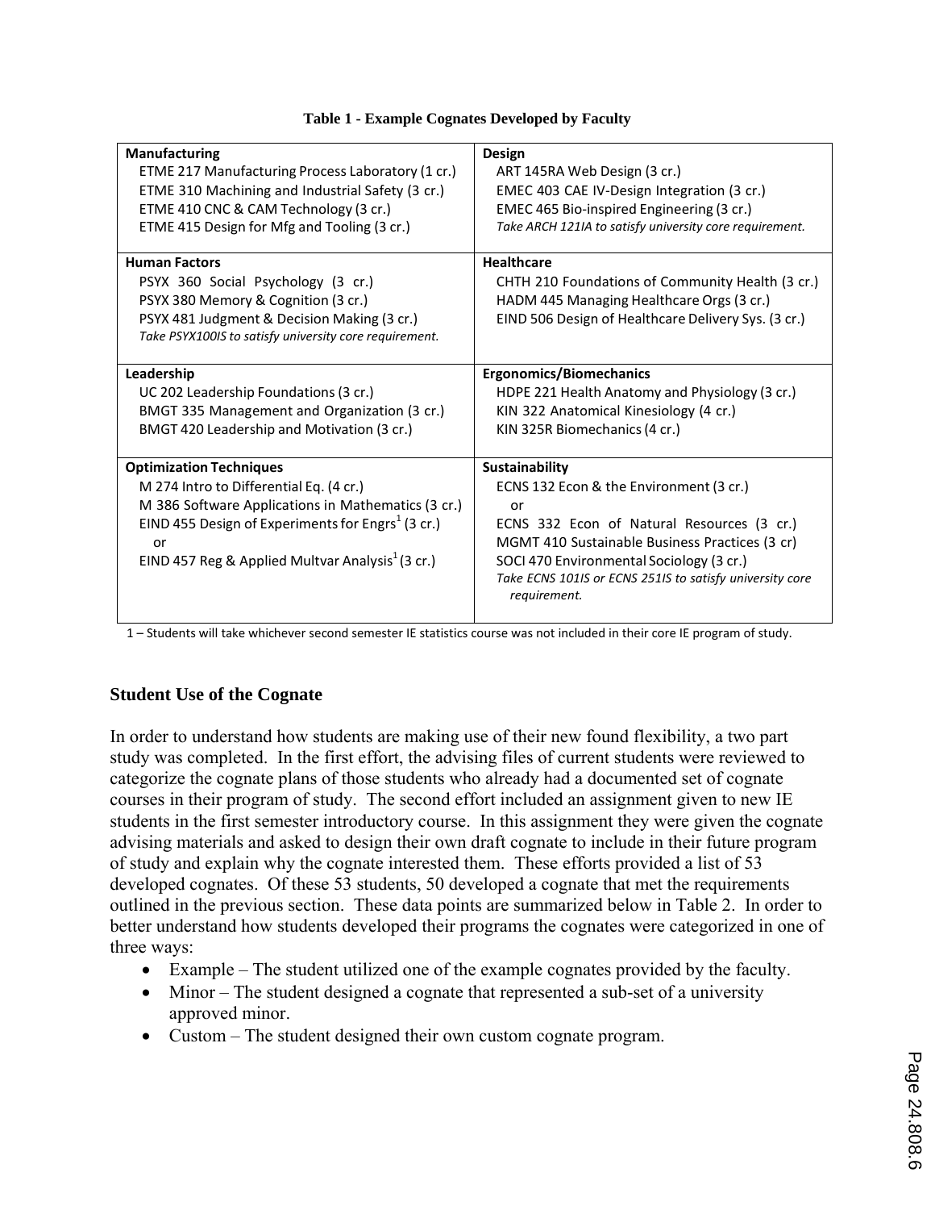**Table 1 - Example Cognates Developed by Faculty**

| | |
|---|---|
| **Manufacturing**<br>ETME 217 Manufacturing Process Laboratory (1 cr.)<br>ETME 310 Machining and Industrial Safety (3 cr.)<br>ETME 410 CNC & CAM Technology (3 cr.)<br>ETME 415 Design for Mfg and Tooling (3 cr.) | **Design**<br>ART 145RA Web Design (3 cr.)<br>EMEC 403 CAE IV-Design Integration (3 cr.)<br>EMEC 465 Bio-inspired Engineering (3 cr.)<br>*Take ARCH 121IA to satisfy university core requirement.* |
| **Human Factors**<br>PSYX 360 Social Psychology (3 cr.)<br>PSYX 380 Memory & Cognition (3 cr.)<br>PSYX 481 Judgment & Decision Making (3 cr.)<br>*Take PSYX100IS to satisfy university core requirement.* | **Healthcare**<br>CHTH 210 Foundations of Community Health (3 cr.)<br>HADM 445 Managing Healthcare Orgs (3 cr.)<br>EIND 506 Design of Healthcare Delivery Sys. (3 cr.) |
| **Leadership**<br>UC 202 Leadership Foundations (3 cr.)<br>BMGT 335 Management and Organization (3 cr.)<br>BMGT 420 Leadership and Motivation (3 cr.) | **Ergonomics/Biomechanics**<br>HDPE 221 Health Anatomy and Physiology (3 cr.)<br>KIN 322 Anatomical Kinesiology (4 cr.)<br>KIN 325R Biomechanics (4 cr.) |
| **Optimization Techniques**<br>M 274 Intro to Differential Eq. (4 cr.)<br>M 386 Software Applications in Mathematics (3 cr.)<br>EIND 455 Design of Experiments for Engrs[1] (3 cr.)<br>or<br>EIND 457 Reg & Applied Multvar Analysis[1] (3 cr.) | **Sustainability**<br>ECNS 132 Econ & the Environment (3 cr.)<br>or<br>ECNS 332 Econ of Natural Resources (3 cr.)<br>MGMT 410 Sustainable Business Practices (3 cr)<br>SOCI 470 Environmental Sociology (3 cr.)<br>*Take ECNS 101IS or ECNS 251IS to satisfy university core requirement.* |

1 – Students will take whichever second semester IE statistics course was not included in their core IE program of study.

## Student Use of the Cognate

In order to understand how students are making use of their new found flexibility, a two part study was completed. In the first effort, the advising files of current students were reviewed to categorize the cognate plans of those students who already had a documented set of cognate courses in their program of study. The second effort included an assignment given to new IE students in the first semester introductory course. In this assignment they were given the cognate advising materials and asked to design their own draft cognate to include in their future program of study and explain why the cognate interested them. These efforts provided a list of 53 developed cognates. Of these 53 students, 50 developed a cognate that met the requirements outlined in the previous section. These data points are summarized below in Table 2. In order to better understand how students developed their programs the cognates were categorized in one of three ways:

- Example – The student utilized one of the example cognates provided by the faculty.
- Minor – The student designed a cognate that represented a sub-set of a university approved minor.
- Custom – The student designed their own custom cognate program.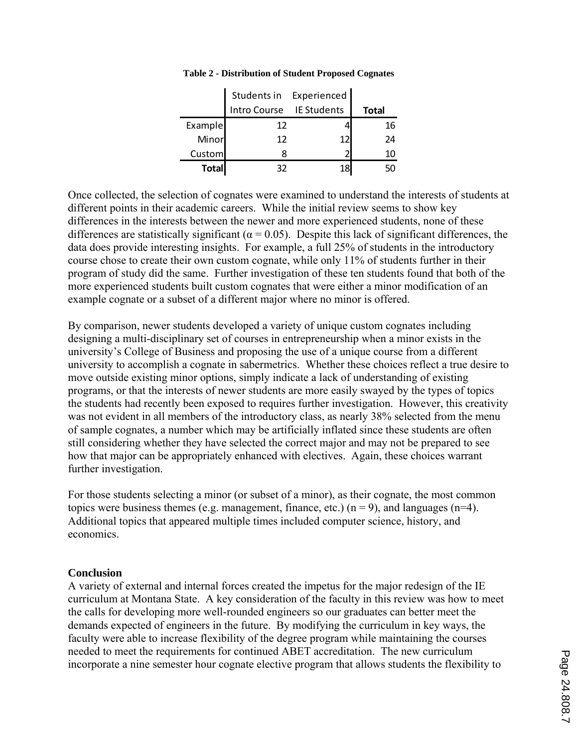**Table 2 - Distribution of Student Proposed Cognates**

| | Students in Intro Course | Experienced IE Students | Total |
|---|---|---|---|
| Example | 12 | 4 | 16 |
| Minor | 12 | 12 | 24 |
| Custom | 8 | 2 | 10 |
| **Total** | 32 | 18 | 50 |

Once collected, the selection of cognates were examined to understand the interests of students at different points in their academic careers. While the initial review seems to show key differences in the interests between the newer and more experienced students, none of these differences are statistically significant ($\alpha = 0.05$). Despite this lack of significant differences, the data does provide interesting insights. For example, a full 25% of students in the introductory course chose to create their own custom cognate, while only 11% of students further in their program of study did the same. Further investigation of these ten students found that both of the more experienced students built custom cognates that were either a minor modification of an example cognate or a subset of a different major where no minor is offered.

By comparison, newer students developed a variety of unique custom cognates including designing a multi-disciplinary set of courses in entrepreneurship when a minor exists in the university's College of Business and proposing the use of a unique course from a different university to accomplish a cognate in sabermetrics. Whether these choices reflect a true desire to move outside existing minor options, simply indicate a lack of understanding of existing programs, or that the interests of newer students are more easily swayed by the types of topics the students had recently been exposed to requires further investigation. However, this creativity was not evident in all members of the introductory class, as nearly 38% selected from the menu of sample cognates, a number which may be artificially inflated since these students are often still considering whether they have selected the correct major and may not be prepared to see how that major can be appropriately enhanced with electives. Again, these choices warrant further investigation.

For those students selecting a minor (or subset of a minor), as their cognate, the most common topics were business themes (e.g. management, finance, etc.) ($n = 9$), and languages ($n=4$). Additional topics that appeared multiple times included computer science, history, and economics.

## Conclusion

A variety of external and internal forces created the impetus for the major redesign of the IE curriculum at Montana State. A key consideration of the faculty in this review was how to meet the calls for developing more well-rounded engineers so our graduates can better meet the demands expected of engineers in the future. By modifying the curriculum in key ways, the faculty were able to increase flexibility of the degree program while maintaining the courses needed to meet the requirements for continued ABET accreditation. The new curriculum incorporate a nine semester hour cognate elective program that allows students the flexibility to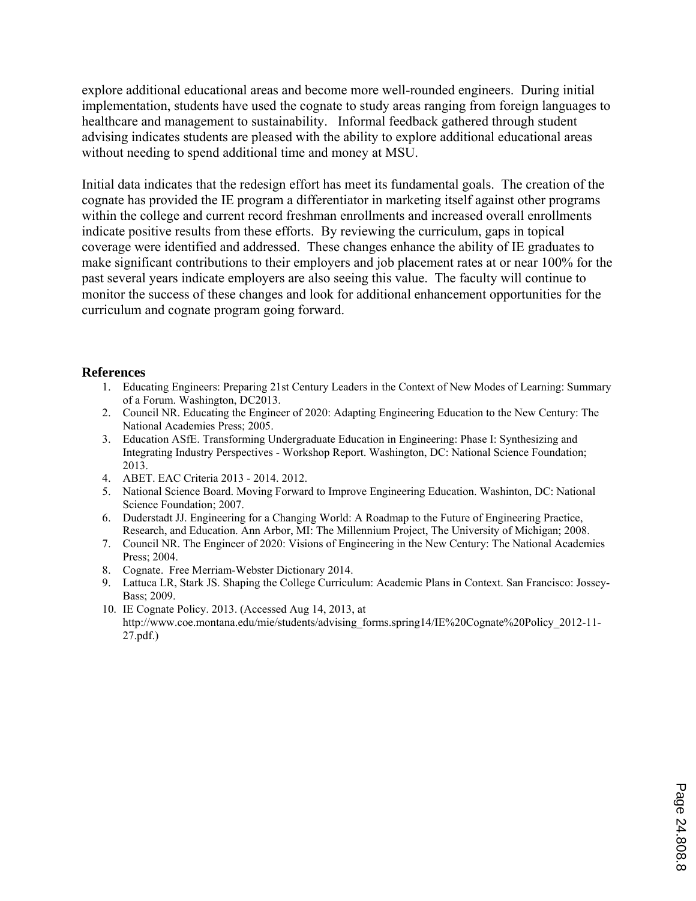explore additional educational areas and become more well-rounded engineers. During initial implementation, students have used the cognate to study areas ranging from foreign languages to healthcare and management to sustainability. Informal feedback gathered through student advising indicates students are pleased with the ability to explore additional educational areas without needing to spend additional time and money at MSU.

Initial data indicates that the redesign effort has meet its fundamental goals. The creation of the cognate has provided the IE program a differentiator in marketing itself against other programs within the college and current record freshman enrollments and increased overall enrollments indicate positive results from these efforts. By reviewing the curriculum, gaps in topical coverage were identified and addressed. These changes enhance the ability of IE graduates to make significant contributions to their employers and job placement rates at or near 100% for the past several years indicate employers are also seeing this value. The faculty will continue to monitor the success of these changes and look for additional enhancement opportunities for the curriculum and cognate program going forward.

## References

1. Educating Engineers: Preparing 21st Century Leaders in the Context of New Modes of Learning: Summary of a Forum. Washington, DC2013.
2. Council NR. Educating the Engineer of 2020: Adapting Engineering Education to the New Century: The National Academies Press; 2005.
3. Education ASfE. Transforming Undergraduate Education in Engineering: Phase I: Synthesizing and Integrating Industry Perspectives - Workshop Report. Washington, DC: National Science Foundation; 2013.
4. ABET. EAC Criteria 2013 - 2014. 2012.
5. National Science Board. Moving Forward to Improve Engineering Education. Washinton, DC: National Science Foundation; 2007.
6. Duderstadt JJ. Engineering for a Changing World: A Roadmap to the Future of Engineering Practice, Research, and Education. Ann Arbor, MI: The Millennium Project, The University of Michigan; 2008.
7. Council NR. The Engineer of 2020: Visions of Engineering in the New Century: The National Academies Press; 2004.
8. Cognate. Free Merriam-Webster Dictionary 2014.
9. Lattuca LR, Stark JS. Shaping the College Curriculum: Academic Plans in Context. San Francisco: Jossey-Bass; 2009.
10. IE Cognate Policy. 2013. (Accessed Aug 14, 2013, at http://www.coe.montana.edu/mie/students/advising_forms.spring14/IE%20Cognate%20Policy_2012-11-27.pdf.)